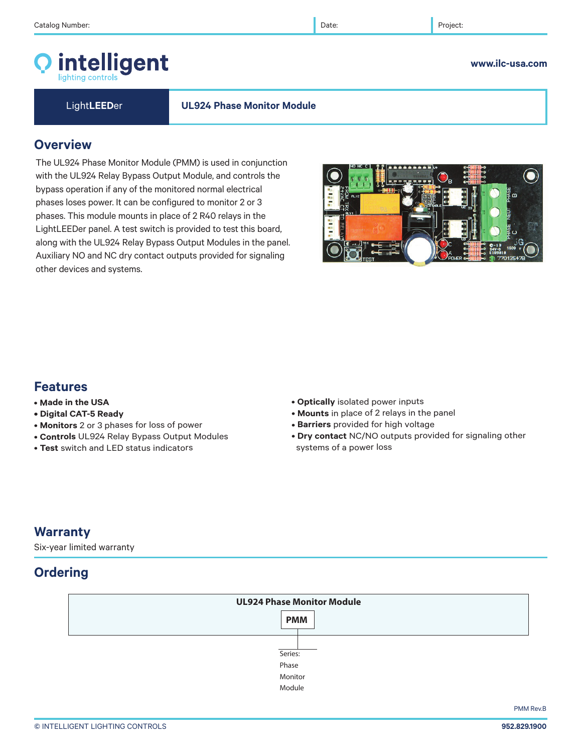Catalog Number: | Date: | Project:

# intelligent lighting controls

www.ilc-usa.com

**LightLEEDer** | **UL924 Phase Monitor Module**

## Overview

The UL924 Phase Monitor Module (PMM) is used in conjunction with the UL924 Relay Bypass Output Module, and controls the bypass operation if any of the monitored normal electrical phases loses power. It can be configured to monitor 2 or 3 phases. This module mounts in place of 2 R40 relays in the LightLEEDer panel. A test switch is provided to test this board, along with the UL924 Relay Bypass Output Modules in the panel. Auxiliary NO and NC dry contact outputs provided for signaling other devices and systems.

## Features

- **Made in the USA**
- **Digital CAT-5 Ready**
- **Monitors** 2 or 3 phases for loss of power
- **Controls** UL924 Relay Bypass Output Modules
- **Test** switch and LED status indicators
- **Optically** isolated power inputs
- **Mounts** in place of 2 relays in the panel
- **Barriers** provided for high voltage
- **Dry contact** NC/NO outputs provided for signaling other systems of a power loss

## Warranty

Six-year limited warranty

## Ordering

**UL924 Phase Monitor Module**

| PMM |
|---|
| Series: Phase Monitor Module |

PMM Rev.B

© INTELLIGENT LIGHTING CONTROLS

952.829.1900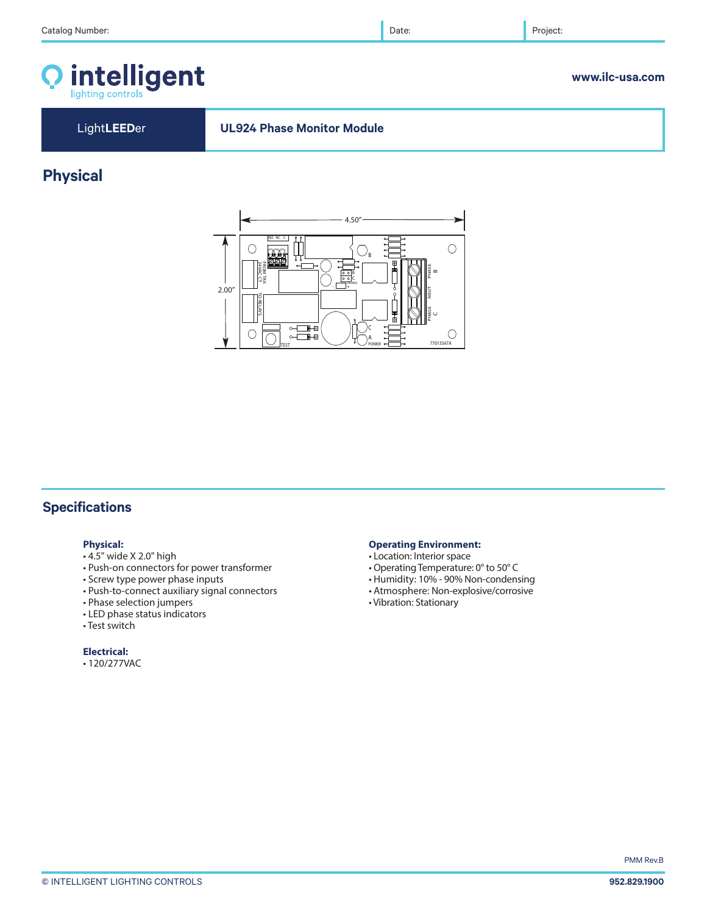Catalog Number: | Date: | Project:

# intelligent
lighting controls

www.ilc-usa.com

LightLEEDer | **UL924 Phase Monitor Module**

## Physical

4.50"

2.00"

## Specifications

**Physical:**
- 4.5" wide X 2.0" high
- Push-on connectors for power transformer
- Screw type power phase inputs
- Push-to-connect auxiliary signal connectors
- Phase selection jumpers
- LED phase status indicators
- Test switch

**Electrical:**
- 120/277VAC

**Operating Environment:**
- Location: Interior space
- Operating Temperature: 0° to 50° C
- Humidity: 10% - 90% Non-condensing
- Atmosphere: Non-explosive/corrosive
- Vibration: Stationary

PMM Rev.B

© INTELLIGENT LIGHTING CONTROLS

952.829.1900